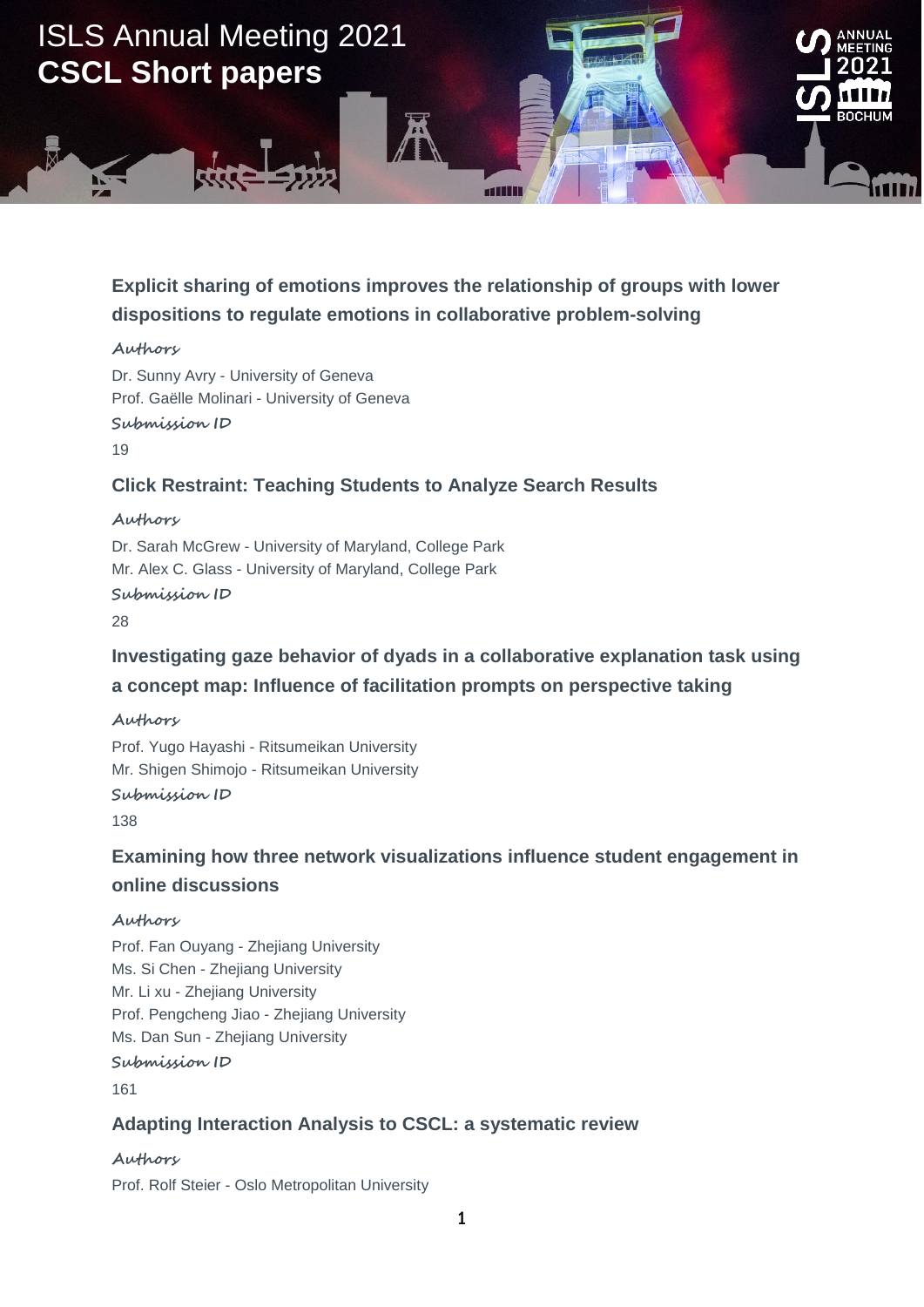# ISLS Annual Meeting 2021
# **CSCL Short papers**

## Explicit sharing of emotions improves the relationship of groups with lower dispositions to regulate emotions in collaborative problem-solving

**Authors**

Dr. Sunny Avry - University of Geneva
Prof. Gaëlle Molinari - University of Geneva

**Submission ID**

19

## Click Restraint: Teaching Students to Analyze Search Results

**Authors**

Dr. Sarah McGrew - University of Maryland, College Park
Mr. Alex C. Glass - University of Maryland, College Park

**Submission ID**

28

## Investigating gaze behavior of dyads in a collaborative explanation task using a concept map: Influence of facilitation prompts on perspective taking

**Authors**

Prof. Yugo Hayashi - Ritsumeikan University
Mr. Shigen Shimojo - Ritsumeikan University

**Submission ID**

138

## Examining how three network visualizations influence student engagement in online discussions

**Authors**

Prof. Fan Ouyang - Zhejiang University
Ms. Si Chen - Zhejiang University
Mr. Li xu - Zhejiang University
Prof. Pengcheng Jiao - Zhejiang University
Ms. Dan Sun - Zhejiang University

**Submission ID**

161

## Adapting Interaction Analysis to CSCL: a systematic review

**Authors**

Prof. Rolf Steier - Oslo Metropolitan University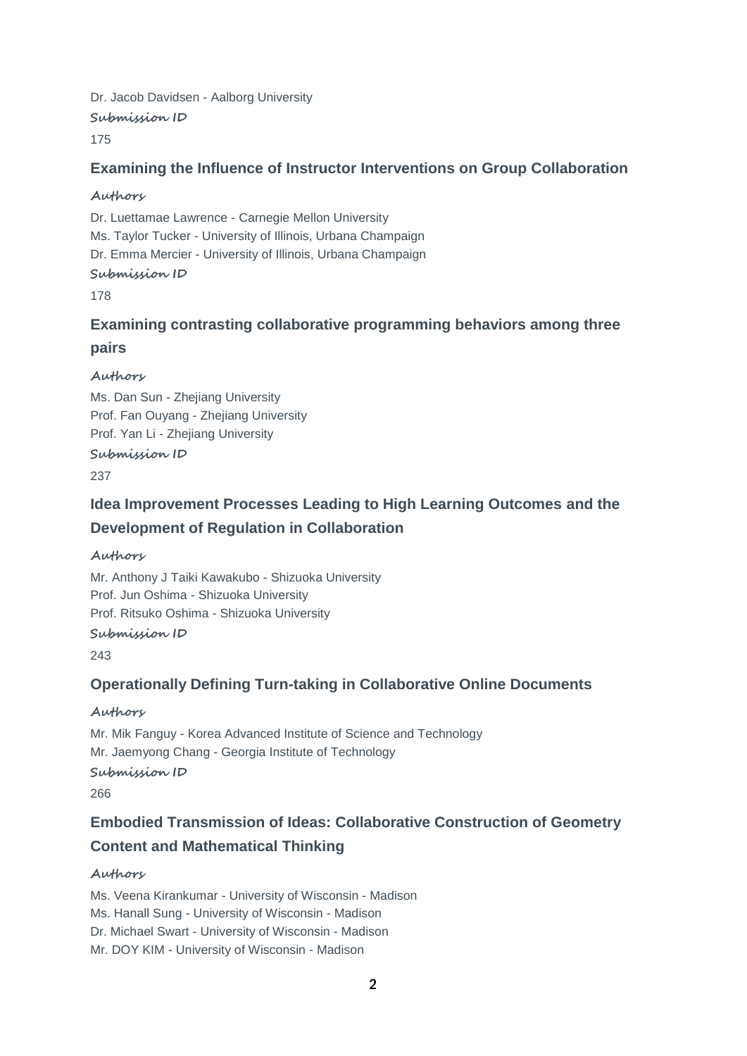Dr. Jacob Davidsen - Aalborg University

**Submission ID**

175

### Examining the Influence of Instructor Interventions on Group Collaboration

**Authors**

Dr. Luettamae Lawrence - Carnegie Mellon University
Ms. Taylor Tucker - University of Illinois, Urbana Champaign
Dr. Emma Mercier - University of Illinois, Urbana Champaign

**Submission ID**

178

### Examining contrasting collaborative programming behaviors among three pairs

**Authors**

Ms. Dan Sun - Zhejiang University
Prof. Fan Ouyang - Zhejiang University
Prof. Yan Li - Zhejiang University

**Submission ID**

237

### Idea Improvement Processes Leading to High Learning Outcomes and the Development of Regulation in Collaboration

**Authors**

Mr. Anthony J Taiki Kawakubo - Shizuoka University
Prof. Jun Oshima - Shizuoka University
Prof. Ritsuko Oshima - Shizuoka University

**Submission ID**

243

### Operationally Defining Turn-taking in Collaborative Online Documents

**Authors**

Mr. Mik Fanguy - Korea Advanced Institute of Science and Technology
Mr. Jaemyong Chang - Georgia Institute of Technology

**Submission ID**

266

### Embodied Transmission of Ideas: Collaborative Construction of Geometry Content and Mathematical Thinking

**Authors**

Ms. Veena Kirankumar - University of Wisconsin - Madison
Ms. Hanall Sung - University of Wisconsin - Madison
Dr. Michael Swart - University of Wisconsin - Madison
Mr. DOY KIM - University of Wisconsin - Madison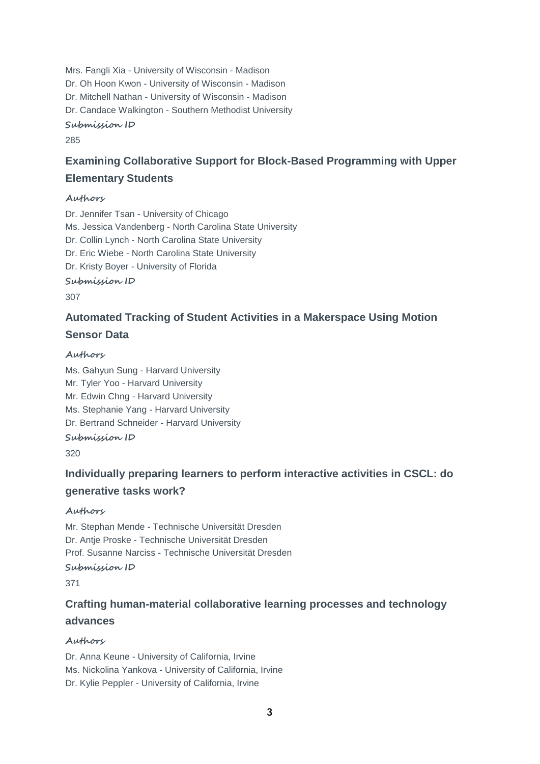Mrs. Fangli Xia - University of Wisconsin - Madison
Dr. Oh Hoon Kwon - University of Wisconsin - Madison
Dr. Mitchell Nathan - University of Wisconsin - Madison
Dr. Candace Walkington - Southern Methodist University

**Submission ID**

285

### Examining Collaborative Support for Block-Based Programming with Upper Elementary Students

**Authors**

Dr. Jennifer Tsan - University of Chicago
Ms. Jessica Vandenberg - North Carolina State University
Dr. Collin Lynch - North Carolina State University
Dr. Eric Wiebe - North Carolina State University
Dr. Kristy Boyer - University of Florida

**Submission ID**

307

### Automated Tracking of Student Activities in a Makerspace Using Motion Sensor Data

**Authors**

Ms. Gahyun Sung - Harvard University
Mr. Tyler Yoo - Harvard University
Mr. Edwin Chng - Harvard University
Ms. Stephanie Yang - Harvard University
Dr. Bertrand Schneider - Harvard University

**Submission ID**

320

### Individually preparing learners to perform interactive activities in CSCL: do generative tasks work?

**Authors**

Mr. Stephan Mende - Technische Universität Dresden
Dr. Antje Proske - Technische Universität Dresden
Prof. Susanne Narciss - Technische Universität Dresden

**Submission ID**

371

### Crafting human-material collaborative learning processes and technology advances

**Authors**

Dr. Anna Keune - University of California, Irvine
Ms. Nickolina Yankova - University of California, Irvine
Dr. Kylie Peppler - University of California, Irvine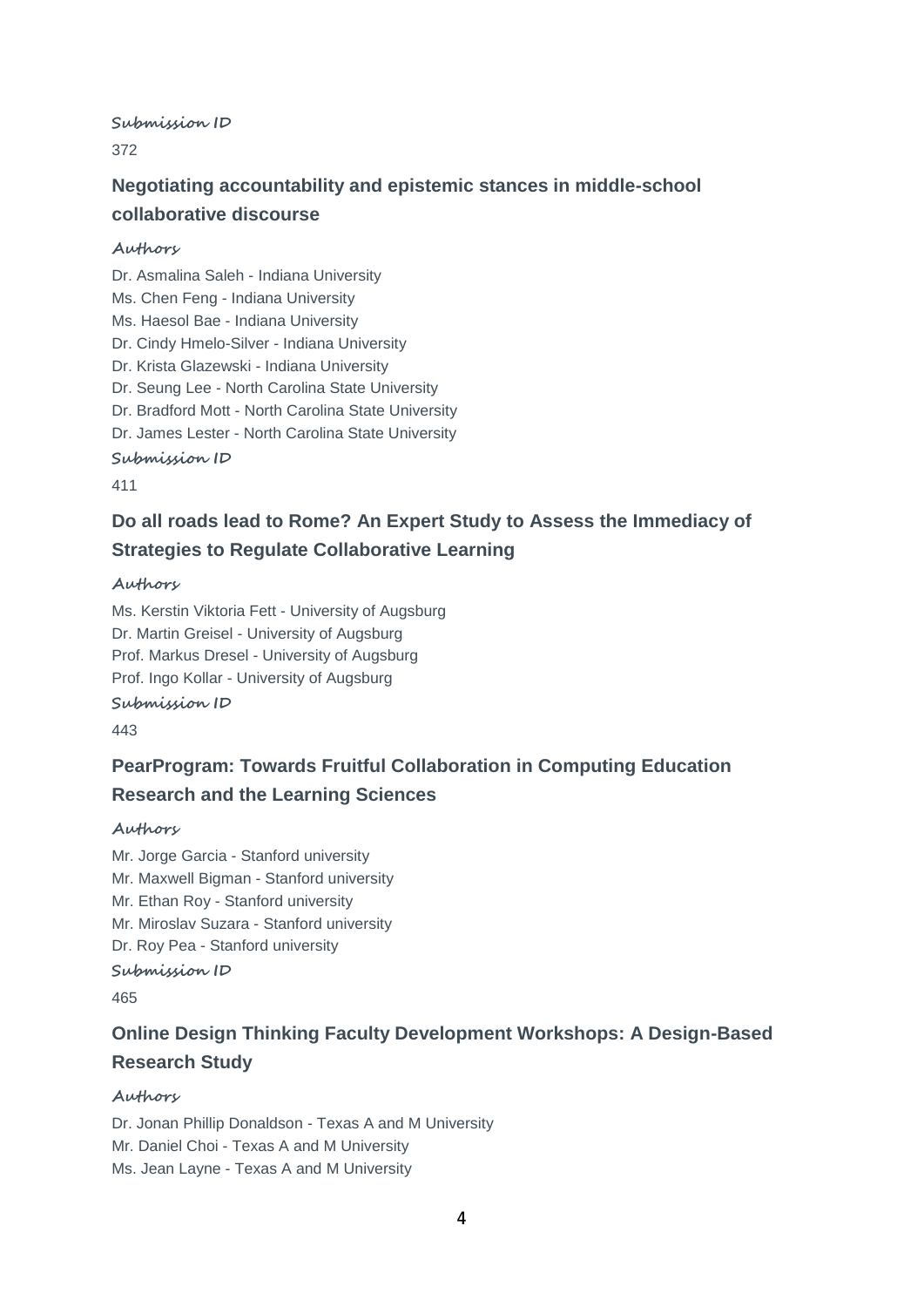**Submission ID**

372

### Negotiating accountability and epistemic stances in middle-school collaborative discourse

**Authors**

Dr. Asmalina Saleh - Indiana University
Ms. Chen Feng - Indiana University
Ms. Haesol Bae - Indiana University
Dr. Cindy Hmelo-Silver - Indiana University
Dr. Krista Glazewski - Indiana University
Dr. Seung Lee - North Carolina State University
Dr. Bradford Mott - North Carolina State University
Dr. James Lester - North Carolina State University

**Submission ID**

411

### Do all roads lead to Rome? An Expert Study to Assess the Immediacy of Strategies to Regulate Collaborative Learning

**Authors**

Ms. Kerstin Viktoria Fett - University of Augsburg
Dr. Martin Greisel - University of Augsburg
Prof. Markus Dresel - University of Augsburg
Prof. Ingo Kollar - University of Augsburg

**Submission ID**

443

### PearProgram: Towards Fruitful Collaboration in Computing Education Research and the Learning Sciences

**Authors**

Mr. Jorge Garcia - Stanford university
Mr. Maxwell Bigman - Stanford university
Mr. Ethan Roy - Stanford university
Mr. Miroslav Suzara - Stanford university
Dr. Roy Pea - Stanford university

**Submission ID**

465

### Online Design Thinking Faculty Development Workshops: A Design-Based Research Study

**Authors**

Dr. Jonan Phillip Donaldson - Texas A and M University
Mr. Daniel Choi - Texas A and M University
Ms. Jean Layne - Texas A and M University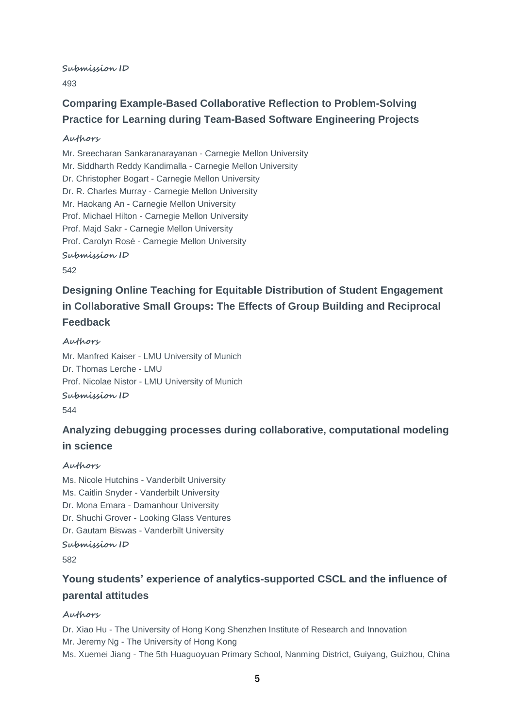**Submission ID**

493

### Comparing Example-Based Collaborative Reflection to Problem-Solving Practice for Learning during Team-Based Software Engineering Projects

**Authors**

Mr. Sreecharan Sankaranarayanan - Carnegie Mellon University
Mr. Siddharth Reddy Kandimalla - Carnegie Mellon University
Dr. Christopher Bogart - Carnegie Mellon University
Dr. R. Charles Murray - Carnegie Mellon University
Mr. Haokang An - Carnegie Mellon University
Prof. Michael Hilton - Carnegie Mellon University
Prof. Majd Sakr - Carnegie Mellon University
Prof. Carolyn Rosé - Carnegie Mellon University

**Submission ID**

542

### Designing Online Teaching for Equitable Distribution of Student Engagement in Collaborative Small Groups: The Effects of Group Building and Reciprocal Feedback

**Authors**

Mr. Manfred Kaiser - LMU University of Munich
Dr. Thomas Lerche - LMU
Prof. Nicolae Nistor - LMU University of Munich

**Submission ID**

544

### Analyzing debugging processes during collaborative, computational modeling in science

**Authors**

Ms. Nicole Hutchins - Vanderbilt University
Ms. Caitlin Snyder - Vanderbilt University
Dr. Mona Emara - Damanhour University
Dr. Shuchi Grover - Looking Glass Ventures
Dr. Gautam Biswas - Vanderbilt University

**Submission ID**

582

### Young students' experience of analytics-supported CSCL and the influence of parental attitudes

**Authors**

Dr. Xiao Hu - The University of Hong Kong Shenzhen Institute of Research and Innovation
Mr. Jeremy Ng - The University of Hong Kong
Ms. Xuemei Jiang - The 5th Huaguoyuan Primary School, Nanming District, Guiyang, Guizhou, China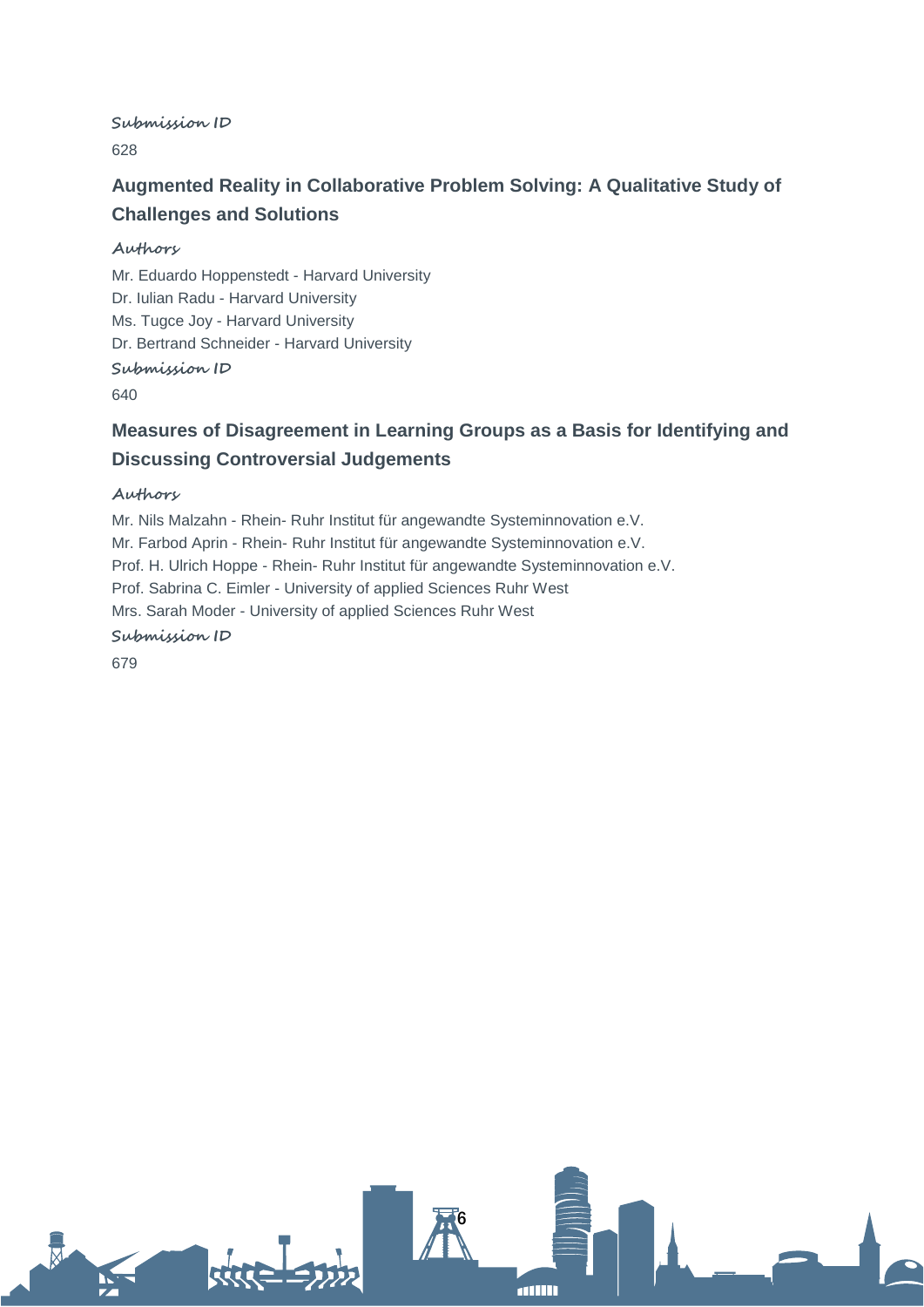**Submission ID**

628

## Augmented Reality in Collaborative Problem Solving: A Qualitative Study of Challenges and Solutions

**Authors**

Mr. Eduardo Hoppenstedt - Harvard University
Dr. Iulian Radu - Harvard University
Ms. Tugce Joy - Harvard University
Dr. Bertrand Schneider - Harvard University

**Submission ID**

640

## Measures of Disagreement in Learning Groups as a Basis for Identifying and Discussing Controversial Judgements

**Authors**

Mr. Nils Malzahn - Rhein- Ruhr Institut für angewandte Systeminnovation e.V.
Mr. Farbod Aprin - Rhein- Ruhr Institut für angewandte Systeminnovation e.V.
Prof. H. Ulrich Hoppe - Rhein- Ruhr Institut für angewandte Systeminnovation e.V.
Prof. Sabrina C. Eimler - University of applied Sciences Ruhr West
Mrs. Sarah Moder - University of applied Sciences Ruhr West

**Submission ID**

679